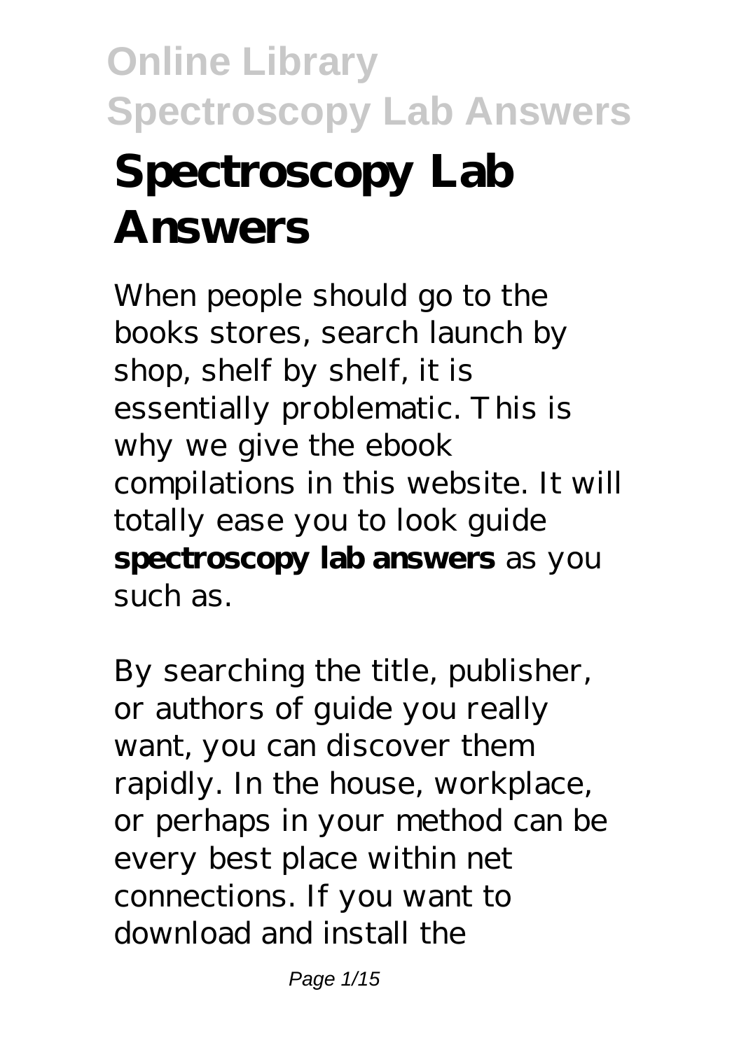# Spectroscopy Lab Answers

When people should go to the books stores, search launch by shop, shelf by shelf, it is essentially problematic. This is why we give the ebook compilations in this website. It will totally ease you to look guide **spectroscopy lab answers** as you such as.

By searching the title, publisher, or authors of guide you really want, you can discover them rapidly. In the house, workplace, or perhaps in your method can be every best place within net connections. If you want to download and install the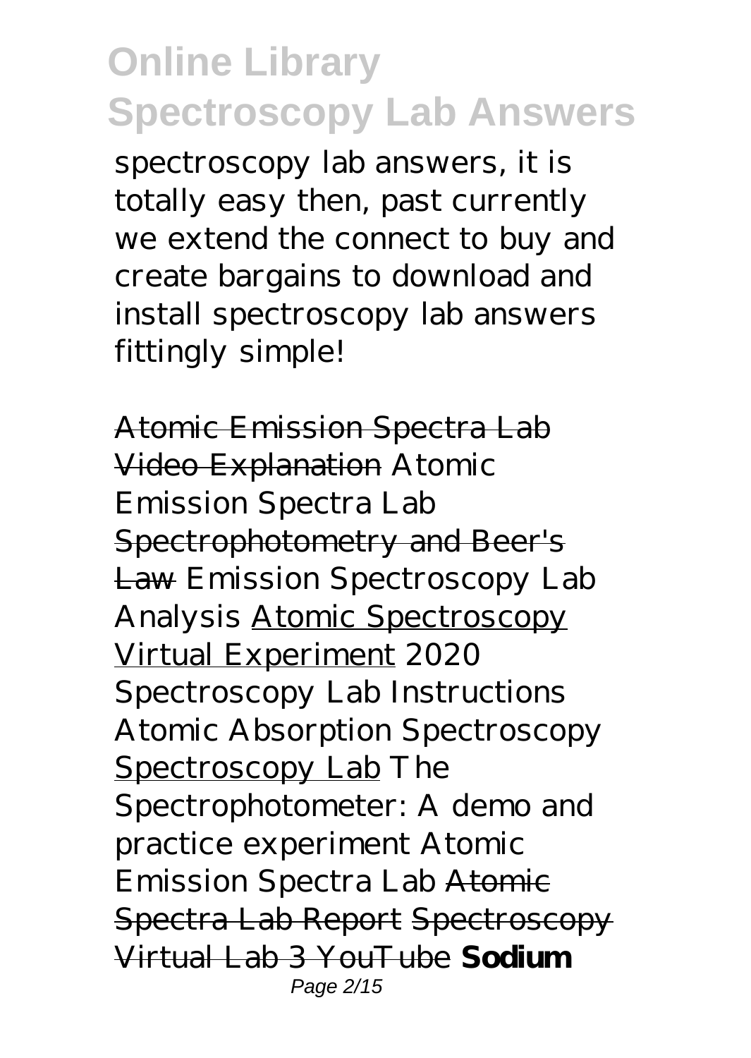spectroscopy lab answers, it is totally easy then, past currently we extend the connect to buy and create bargains to download and install spectroscopy lab answers fittingly simple!

Atomic Emission Spectra Lab Video Explanation *Atomic Emission Spectra Lab* Spectrophotometry and Beer's Law *Emission Spectroscopy Lab Analysis* Atomic Spectroscopy Virtual Experiment *2020 Spectroscopy Lab Instructions* *Atomic Absorption Spectroscopy* Spectroscopy Lab *The Spectrophotometer: A demo and practice experiment* *Atomic Emission Spectra Lab* Atomic Spectra Lab Report Spectroscopy Virtual Lab 3 YouTube **Sodium**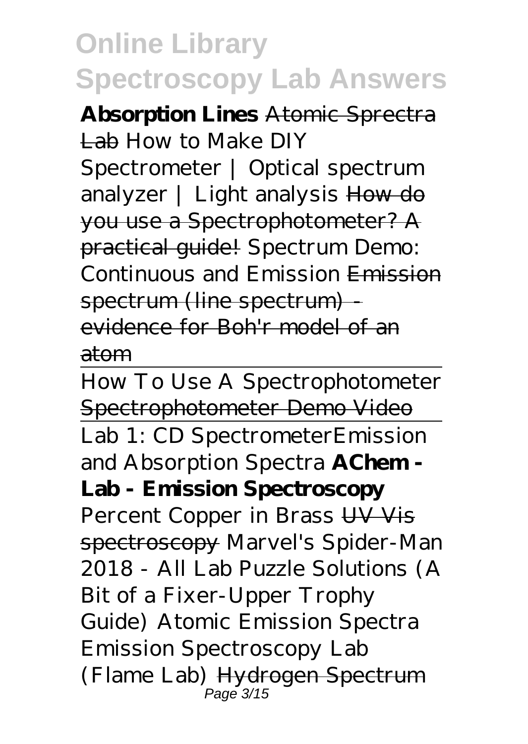**Absorption Lines** Atomic Sprectra Lab *How to Make DIY Spectrometer | Optical spectrum analyzer | Light analysis* How do you use a Spectrophotometer? A practical guide! *Spectrum Demo: Continuous and Emission* Emission spectrum (line spectrum) - evidence for Boh'r model of an atom

How To Use A Spectrophotometer

Spectrophotometer Demo Video

Lab 1: CD Spectrometer*Emission and Absorption Spectra* **AChem - Lab - Emission Spectroscopy** *Percent Copper in Brass* UV Vis spectroscopy *Marvel's Spider-Man 2018 - All Lab Puzzle Solutions (A Bit of a Fixer-Upper Trophy Guide) Atomic Emission Spectra Emission Spectroscopy Lab (Flame Lab)* Hydrogen Spectrum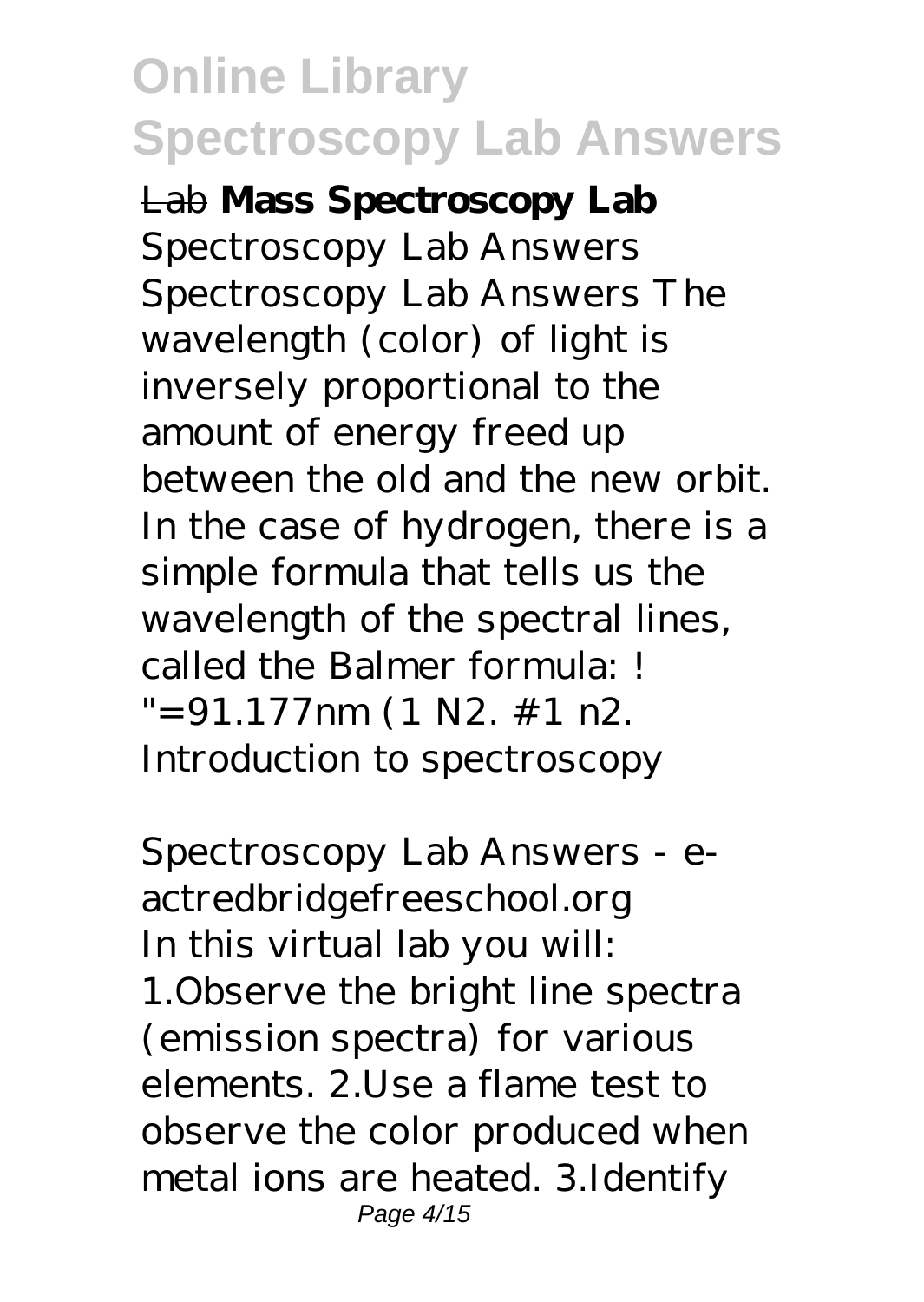~~Lab~~ **Mass Spectroscopy Lab**

*Spectroscopy Lab Answers*

Spectroscopy Lab Answers The wavelength (color) of light is inversely proportional to the amount of energy freed up between the old and the new orbit. In the case of hydrogen, there is a simple formula that tells us the wavelength of the spectral lines, called the Balmer formula: ! "=91.177nm (1 N2. #1 n2. Introduction to spectroscopy

*Spectroscopy Lab Answers - e-actredbridgefreeschool.org*

In this virtual lab you will: 1.Observe the bright line spectra (emission spectra) for various elements. 2.Use a flame test to observe the color produced when metal ions are heated. 3.Identify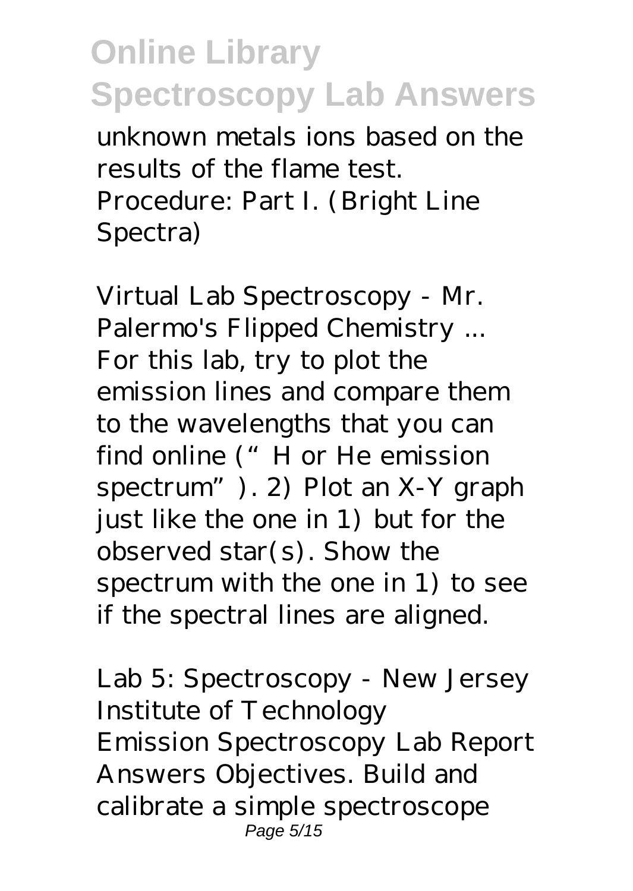unknown metals ions based on the results of the flame test. Procedure: Part I. (Bright Line Spectra)

*Virtual Lab Spectroscopy - Mr. Palermo's Flipped Chemistry ...*
For this lab, try to plot the emission lines and compare them to the wavelengths that you can find online (" H or He emission spectrum"). 2) Plot an X-Y graph just like the one in 1) but for the observed star(s). Show the spectrum with the one in 1) to see if the spectral lines are aligned.

*Lab 5: Spectroscopy - New Jersey Institute of Technology*
Emission Spectroscopy Lab Report Answers Objectives. Build and calibrate a simple spectroscope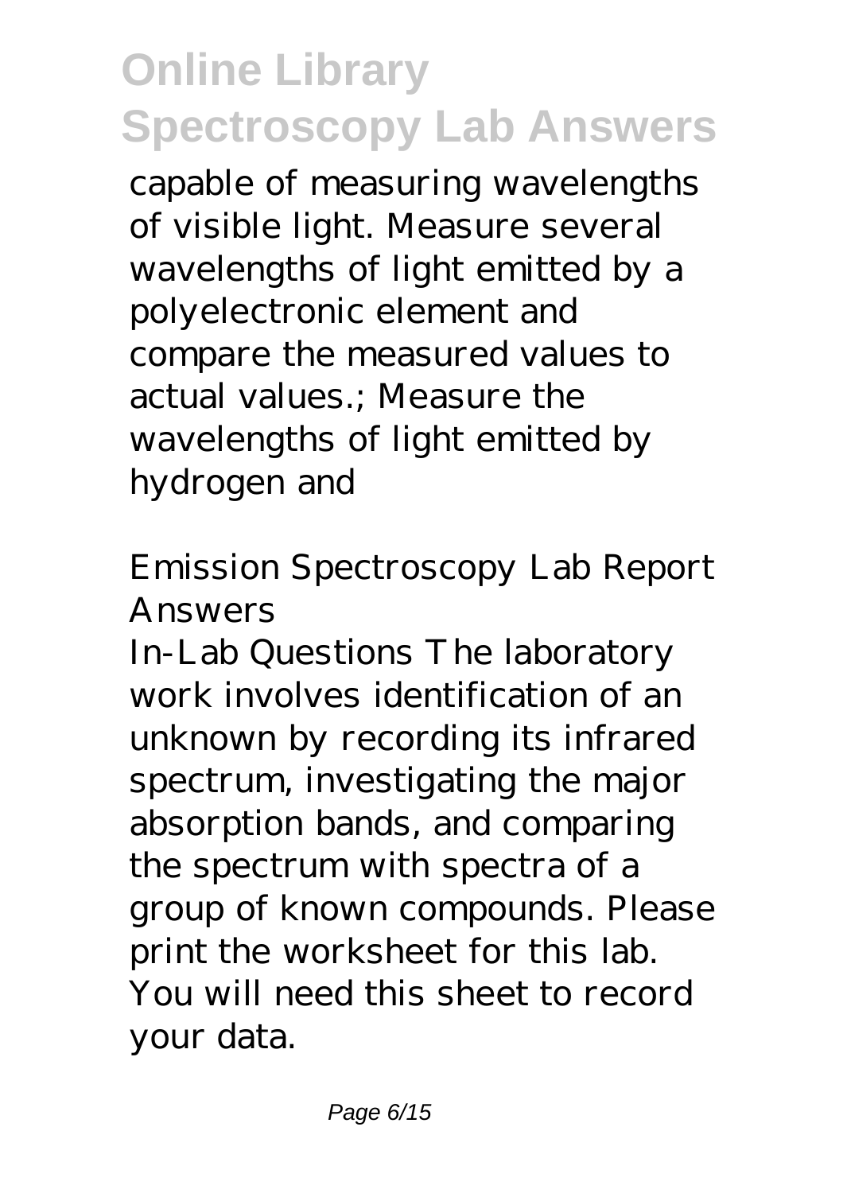capable of measuring wavelengths of visible light. Measure several wavelengths of light emitted by a polyelectronic element and compare the measured values to actual values.; Measure the wavelengths of light emitted by hydrogen and

## *Emission Spectroscopy Lab Report Answers*

In-Lab Questions The laboratory work involves identification of an unknown by recording its infrared spectrum, investigating the major absorption bands, and comparing the spectrum with spectra of a group of known compounds. Please print the worksheet for this lab. You will need this sheet to record your data.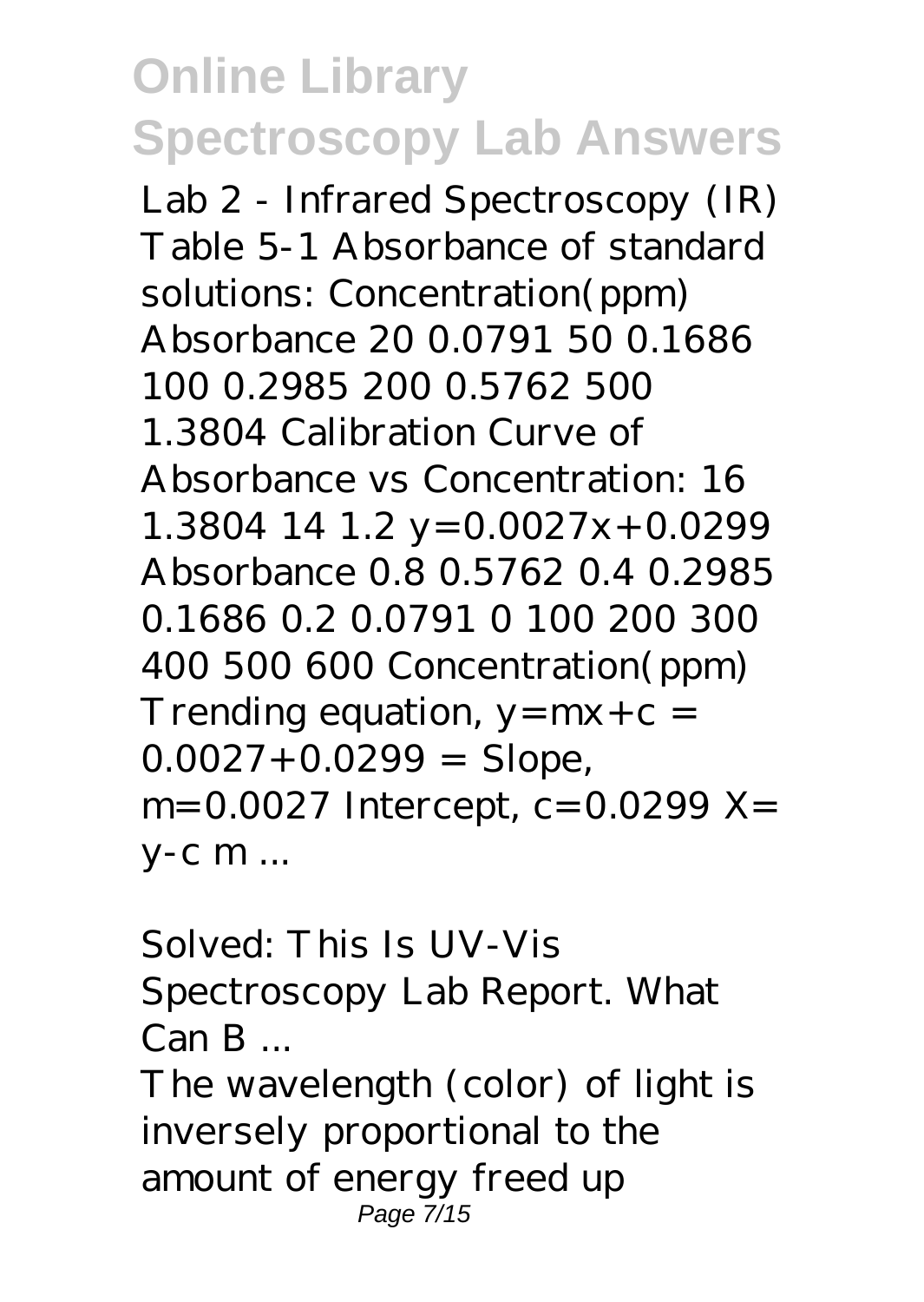# Online Library Spectroscopy Lab Answers

*Lab 2 - Infrared Spectroscopy (IR)* Table 5-1 Absorbance of standard solutions: Concentration(ppm) Absorbance 20 0.0791 50 0.1686 100 0.2985 200 0.5762 500 1.3804 Calibration Curve of Absorbance vs Concentration: 16 1.3804 14 1.2 y=0.0027x+0.0299 Absorbance 0.8 0.5762 0.4 0.2985 0.1686 0.2 0.0791 0 100 200 300 400 500 600 Concentration(ppm) Trending equation, y=mx+c = 0.0027+0.0299 = Slope, m=0.0027 Intercept, c=0.0299 X= y-c m ...

*Solved: This Is UV-Vis Spectroscopy Lab Report. What Can B ...*

The wavelength (color) of light is inversely proportional to the amount of energy freed up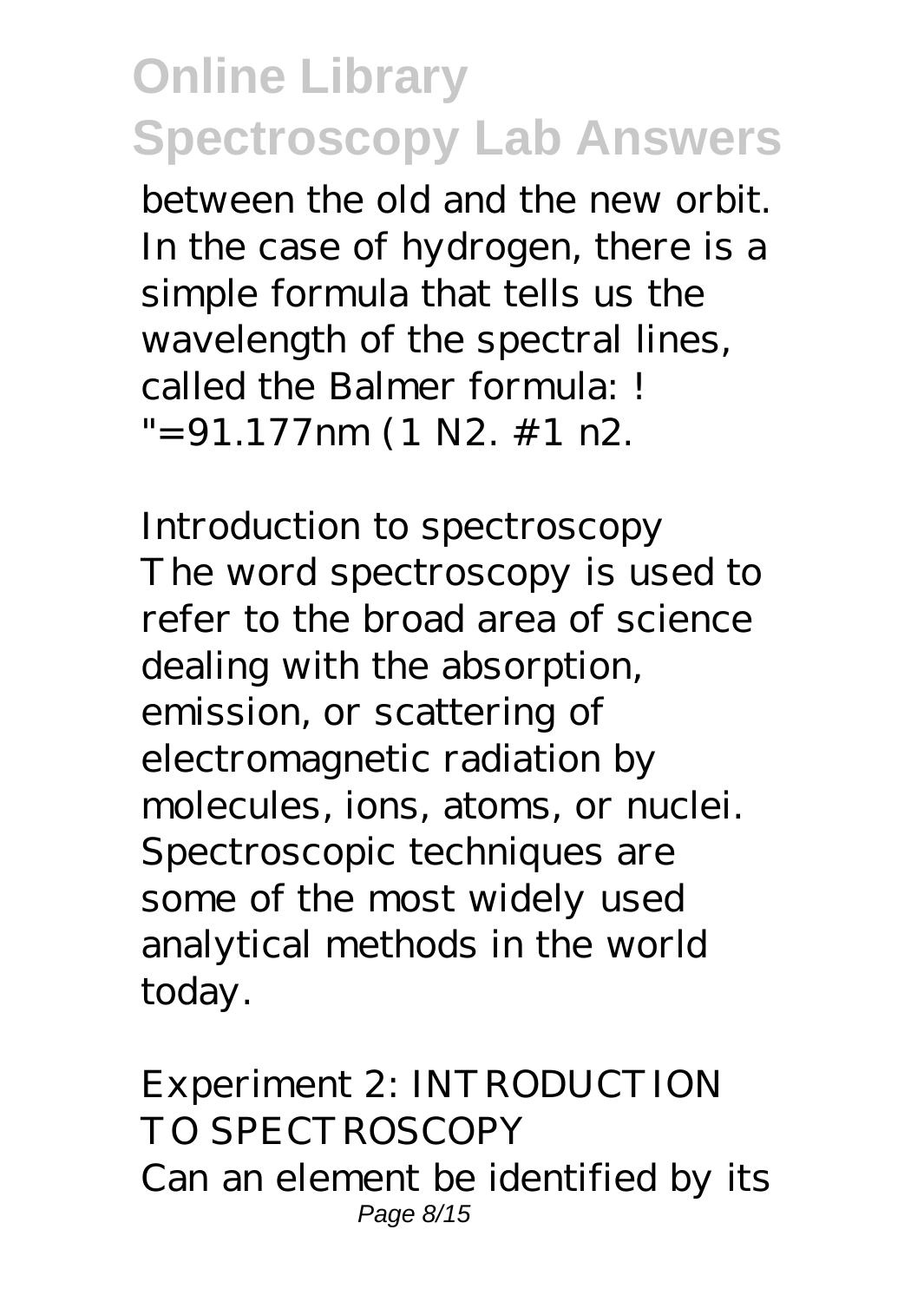between the old and the new orbit. In the case of hydrogen, there is a simple formula that tells us the wavelength of the spectral lines, called the Balmer formula: ! "=91.177nm (1 N2. #1 n2.

*Introduction to spectroscopy*

The word spectroscopy is used to refer to the broad area of science dealing with the absorption, emission, or scattering of electromagnetic radiation by molecules, ions, atoms, or nuclei. Spectroscopic techniques are some of the most widely used analytical methods in the world today.

*Experiment 2: INTRODUCTION TO SPECTROSCOPY*

Can an element be identified by its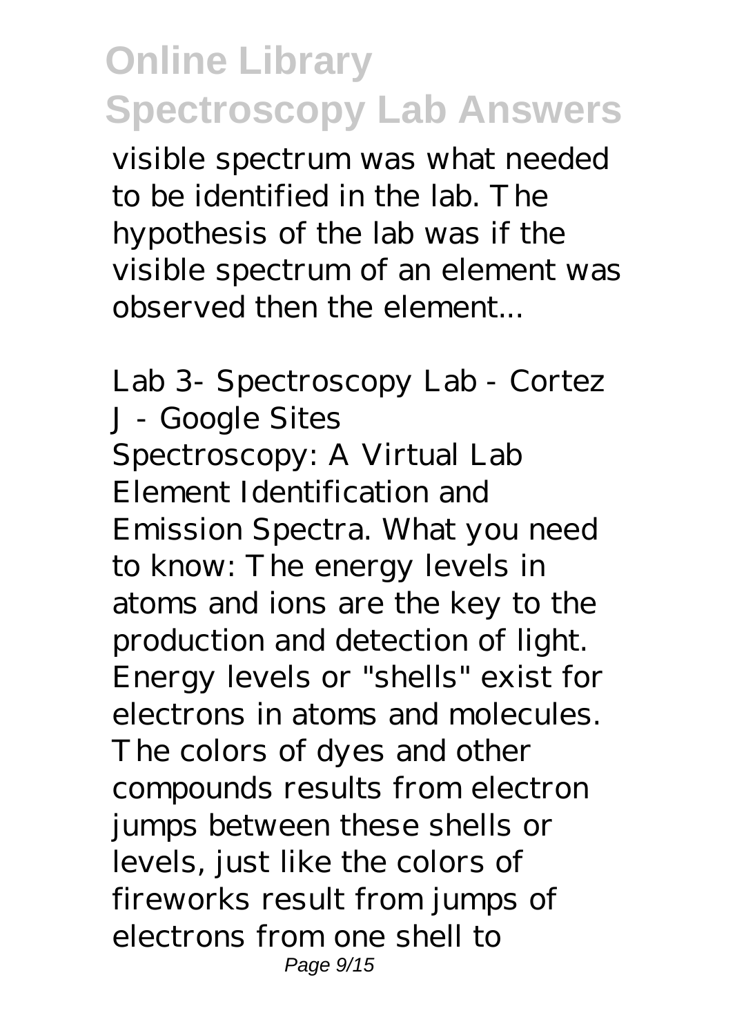visible spectrum was what needed to be identified in the lab. The hypothesis of the lab was if the visible spectrum of an element was observed then the element...

*Lab 3- Spectroscopy Lab - Cortez J - Google Sites*

Spectroscopy: A Virtual Lab Element Identification and Emission Spectra. What you need to know: The energy levels in atoms and ions are the key to the production and detection of light. Energy levels or "shells" exist for electrons in atoms and molecules. The colors of dyes and other compounds results from electron jumps between these shells or levels, just like the colors of fireworks result from jumps of electrons from one shell to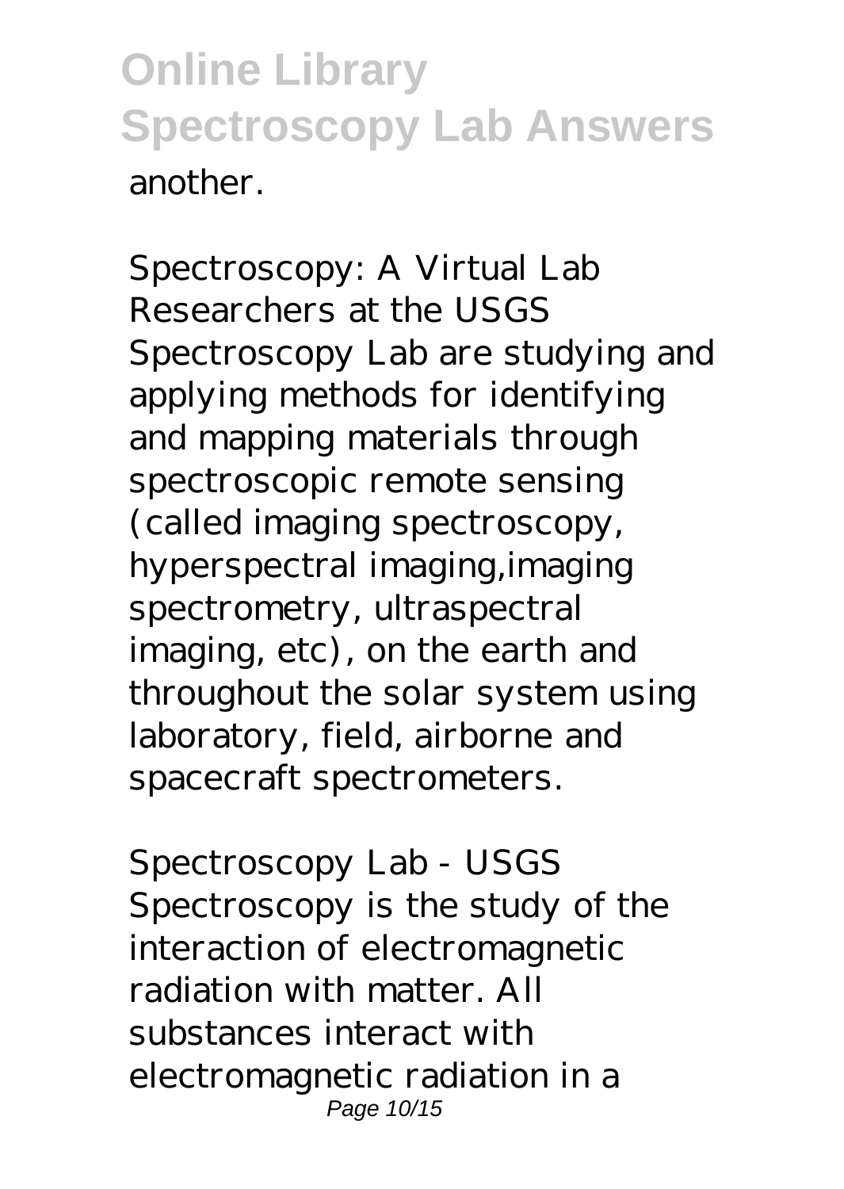another.

Spectroscopy: A Virtual Lab
Researchers at the USGS Spectroscopy Lab are studying and applying methods for identifying and mapping materials through spectroscopic remote sensing (called imaging spectroscopy, hyperspectral imaging,imaging spectrometry, ultraspectral imaging, etc), on the earth and throughout the solar system using laboratory, field, airborne and spacecraft spectrometers.

Spectroscopy Lab - USGS
Spectroscopy is the study of the interaction of electromagnetic radiation with matter. All substances interact with electromagnetic radiation in a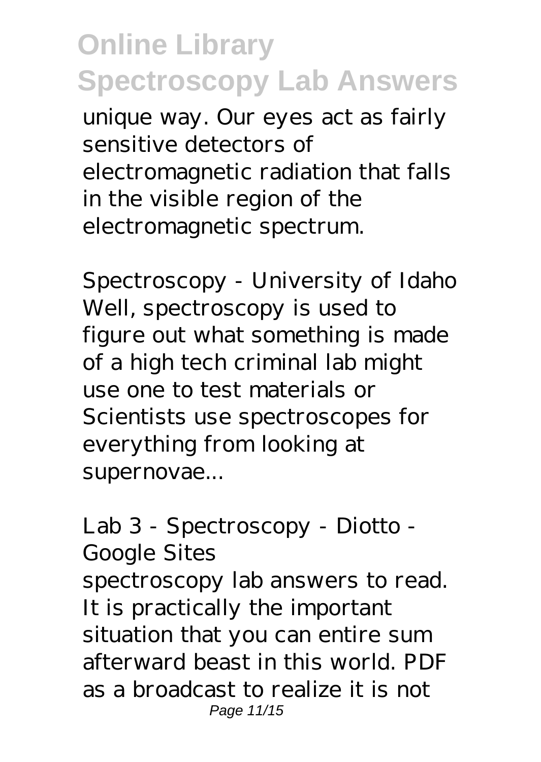unique way. Our eyes act as fairly sensitive detectors of electromagnetic radiation that falls in the visible region of the electromagnetic spectrum.

*Spectroscopy - University of Idaho*
Well, spectroscopy is used to figure out what something is made of a high tech criminal lab might use one to test materials or Scientists use spectroscopes for everything from looking at supernovae...

*Lab 3 - Spectroscopy - Diotto - Google Sites*
spectroscopy lab answers to read. It is practically the important situation that you can entire sum afterward beast in this world. PDF as a broadcast to realize it is not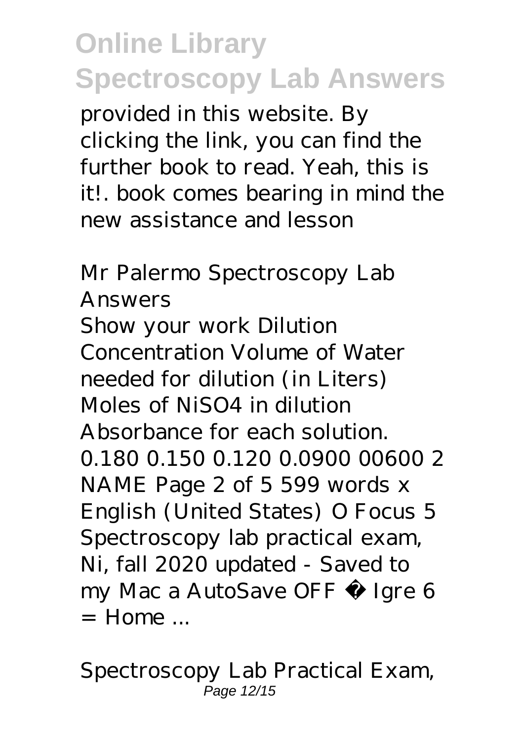provided in this website. By clicking the link, you can find the further book to read. Yeah, this is it!. book comes bearing in mind the new assistance and lesson

*Mr Palermo Spectroscopy Lab Answers*

Show your work Dilution Concentration Volume of Water needed for dilution (in Liters) Moles of $NiSO_4$ in dilution Absorbance for each solution. 0.180 0.150 0.120 0.0900 00600 2 NAME Page 2 of 5 599 words x English (United States) O Focus 5 Spectroscopy lab practical exam, Ni, fall 2020 updated - Saved to my Mac a AutoSave OFF · Igre 6 = Home ...

*Spectroscopy Lab Practical Exam,*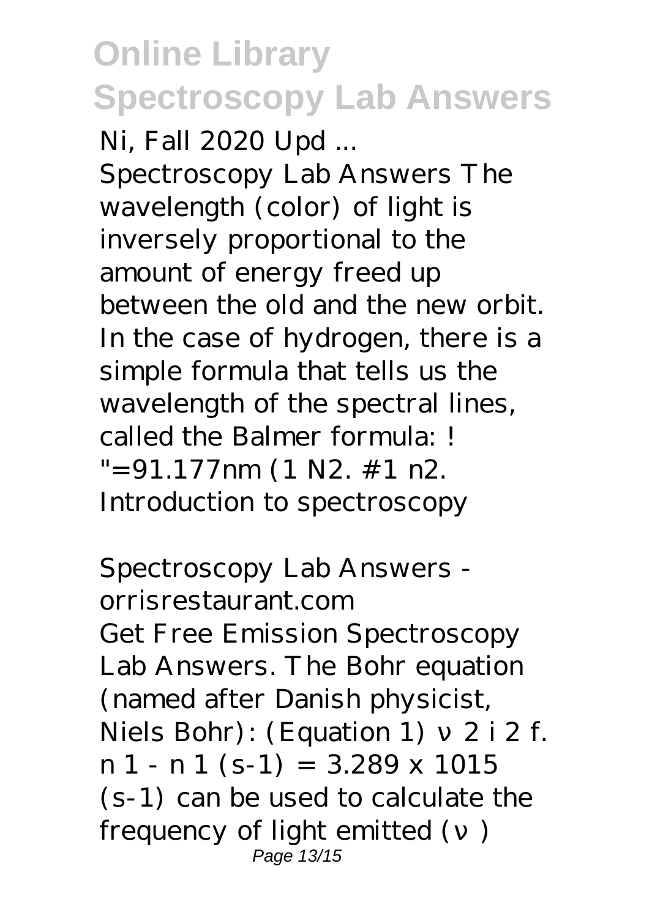*Ni, Fall 2020 Upd ...*

Spectroscopy Lab Answers The wavelength (color) of light is inversely proportional to the amount of energy freed up between the old and the new orbit. In the case of hydrogen, there is a simple formula that tells us the wavelength of the spectral lines, called the Balmer formula: ! "=91.177nm (1 N2. #1 n2. Introduction to spectroscopy

*Spectroscopy Lab Answers - orrisrestaurant.com*

Get Free Emission Spectroscopy Lab Answers. The Bohr equation (named after Danish physicist, Niels Bohr): (Equation 1) ν 2 i 2 f. n 1 - n 1 (s-1) = 3.289 x 1015 (s-1) can be used to calculate the frequency of light emitted (ν )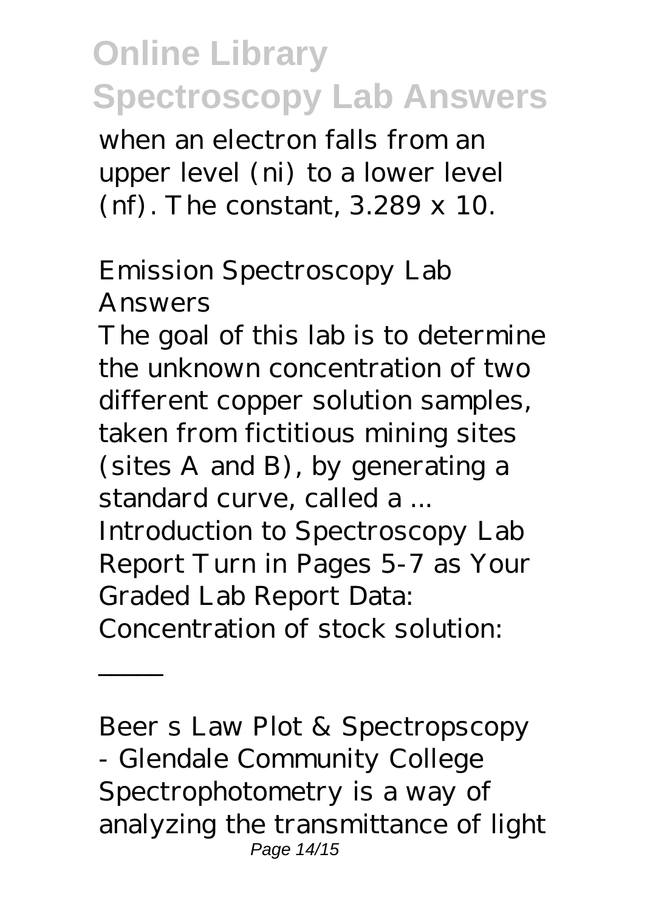when an electron falls from an upper level (ni) to a lower level (nf). The constant, 3.289 x 10.

*Emission Spectroscopy Lab Answers*

The goal of this lab is to determine the unknown concentration of two different copper solution samples, taken from fictitious mining sites (sites A and B), by generating a standard curve, called a ...

Introduction to Spectroscopy Lab Report Turn in Pages 5-7 as Your Graded Lab Report Data: Concentration of stock solution: \_\_\_\_\_

*Beer s Law Plot & Spectropscopy - Glendale Community College*

Spectrophotometry is a way of analyzing the transmittance of light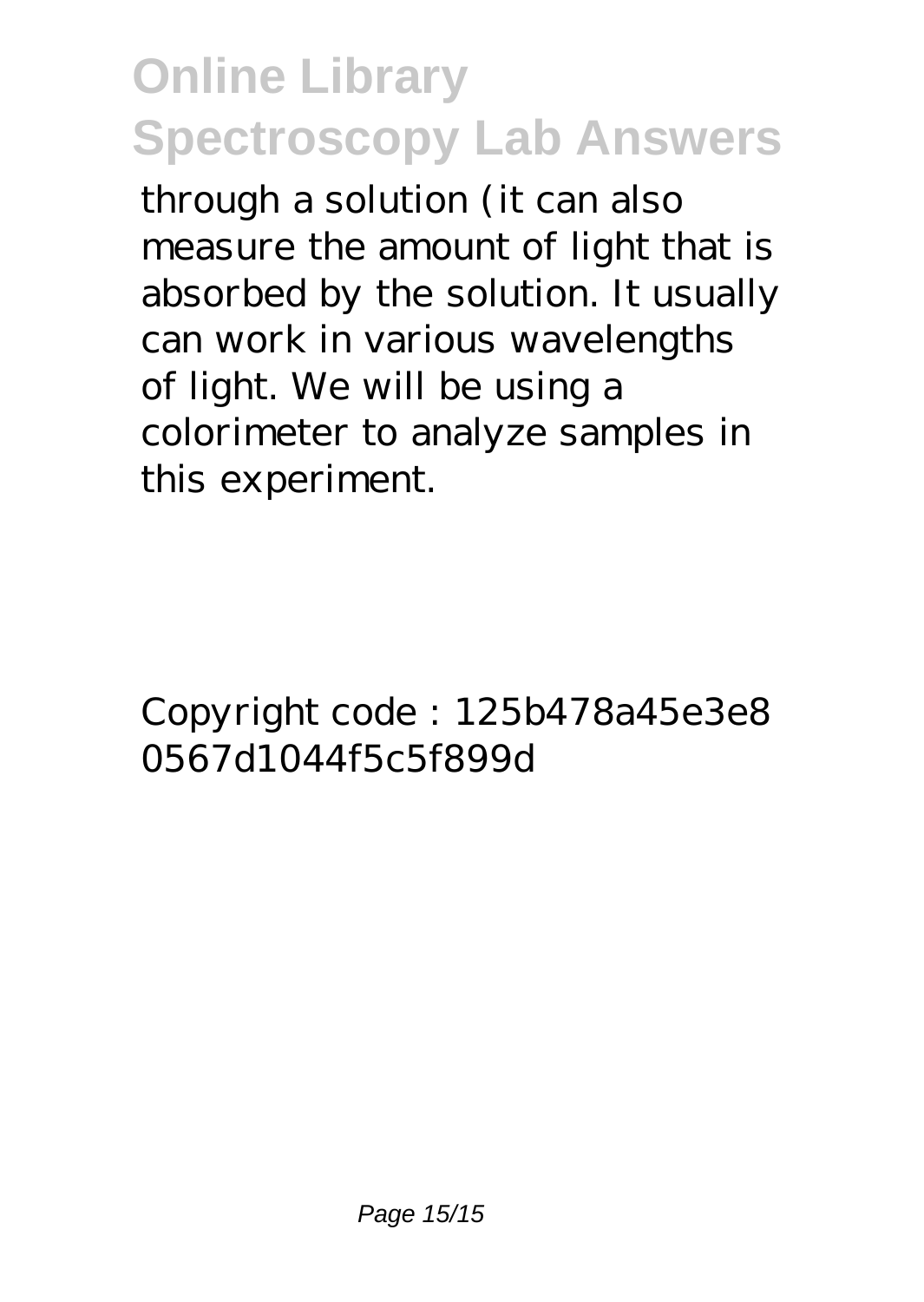through a solution (it can also measure the amount of light that is absorbed by the solution. It usually can work in various wavelengths of light. We will be using a colorimeter to analyze samples in this experiment.

Copyright code : 125b478a45e3e80567d1044f5c5f899d